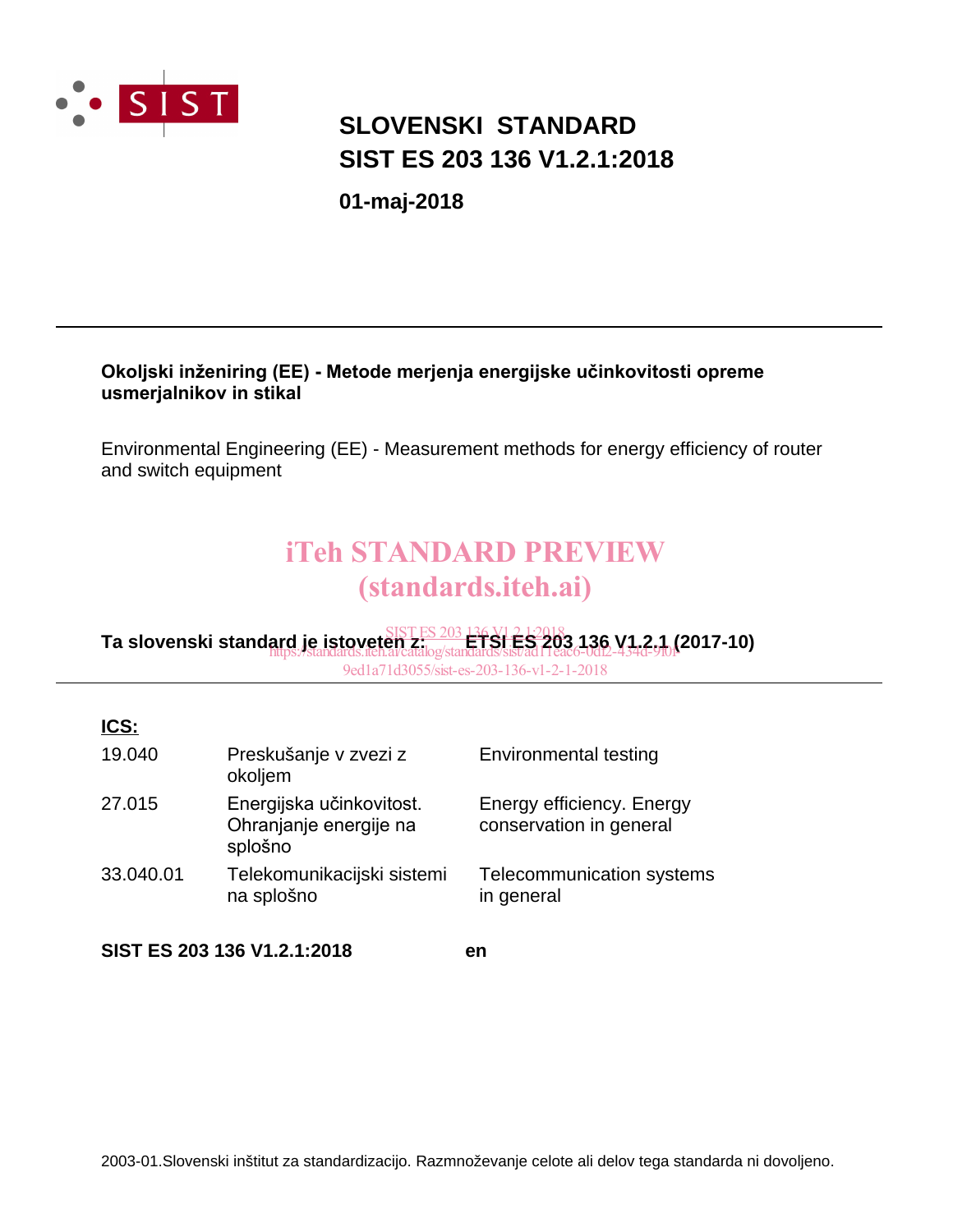# SLOVENSKI STANDARD
# SIST ES 203 136 V1.2.1:2018

**01-maj-2018**

---

**Okoljski inženiring (EE) - Metode merjenja energijske učinkovitosti opreme usmerjalnikov in stikal**

Environmental Engineering (EE) - Measurement methods for energy efficiency of router and switch equipment

iTeh STANDARD PREVIEW
(standards.iteh.ai)

SIST ES 203 136 V1.2.1:2018
https://standards.iteh.ai/catalog/standards/sist/ad11eac6-0df2-434d-9f0f-9ed1a71d3055/sist-es-203-136-v1-2-1-2018

**Ta slovenski standard je istoveten z: ETSI ES 203 136 V1.2.1 (2017-10)**

---

**ICS:**

| | | |
|---|---|---|
| 19.040 | Preskušanje v zvezi z okoljem | Environmental testing |
| 27.015 | Energijska učinkovitost. Ohranjanje energije na splošno | Energy efficiency. Energy conservation in general |
| 33.040.01 | Telekomunikacijski sistemi na splošno | Telecommunication systems in general |

**SIST ES 203 136 V1.2.1:2018** **en**

2003-01.Slovenski inštitut za standardizacijo. Razmnoževanje celote ali delov tega standarda ni dovoljeno.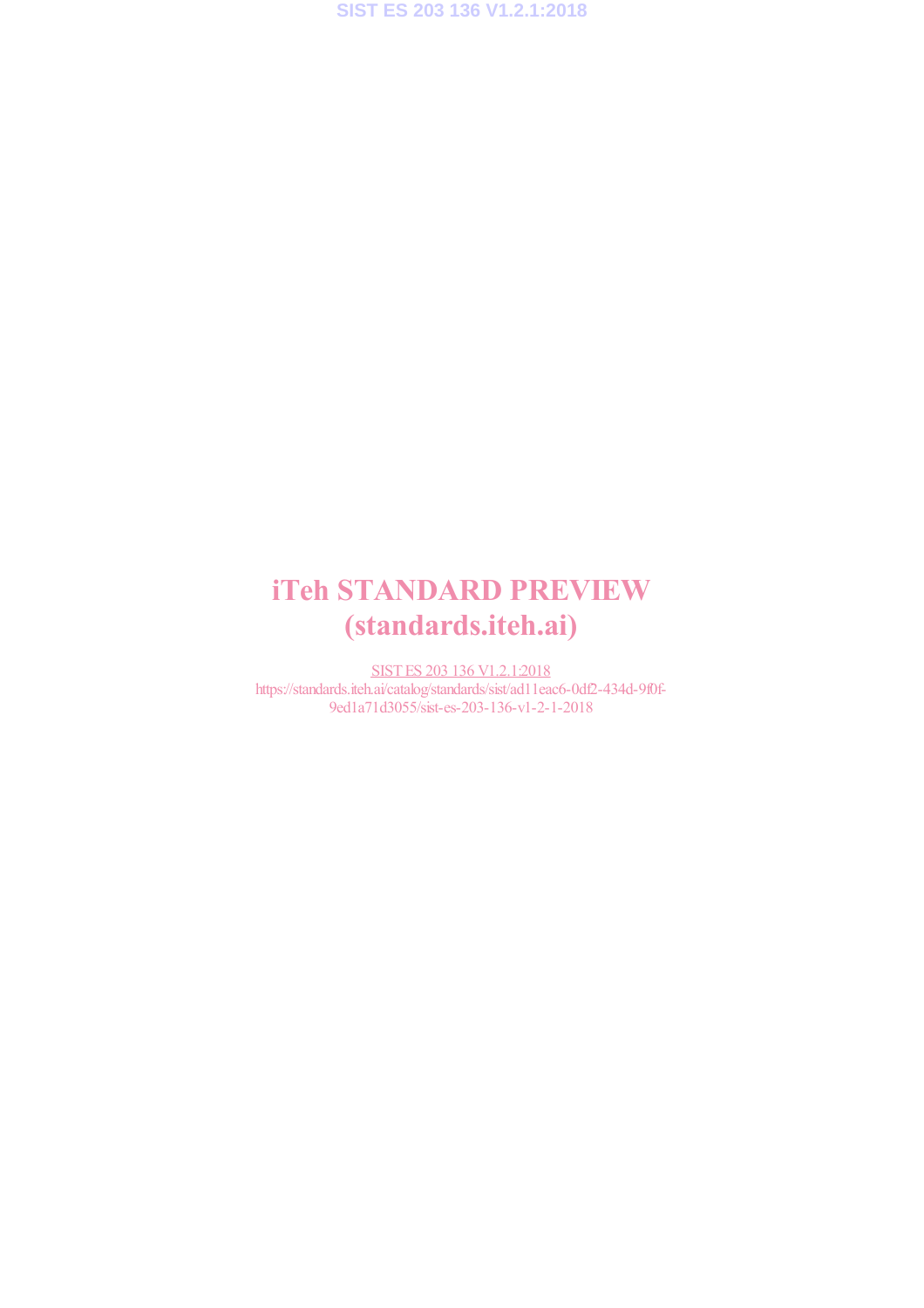iTeh STANDARD PREVIEW
(standards.iteh.ai)

SIST ES 203 136 V1.2.1:2018
https://standards.iteh.ai/catalog/standards/sist/ad11eac6-0df2-434d-9f0f-9ed1a71d3055/sist-es-203-136-v1-2-1-2018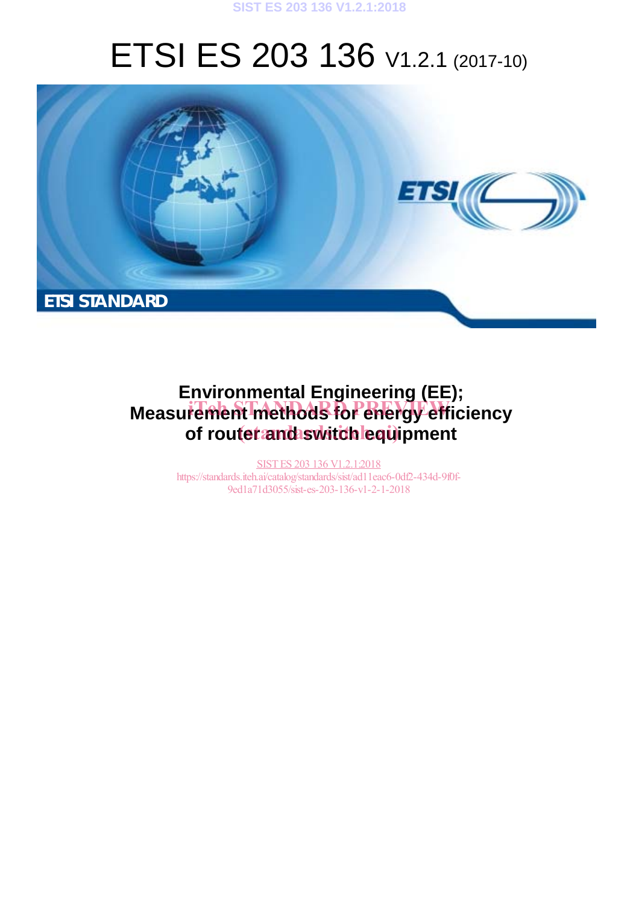# ETSI ES 203 136 V1.2.1 (2017-10)

ETSI STANDARD

**Environmental Engineering (EE);**
**Measurement methods for energy efficiency of router and switch equipment**

iTeh STANDARD PREVIEW
(standards.iteh.ai)

SIST ES 203 136 V1.2.1:2018
https://standards.iteh.ai/catalog/standards/sist/ad11eac6-0df2-434d-9f0f-9ed1a71d3055/sist-es-203-136-v1-2-1-2018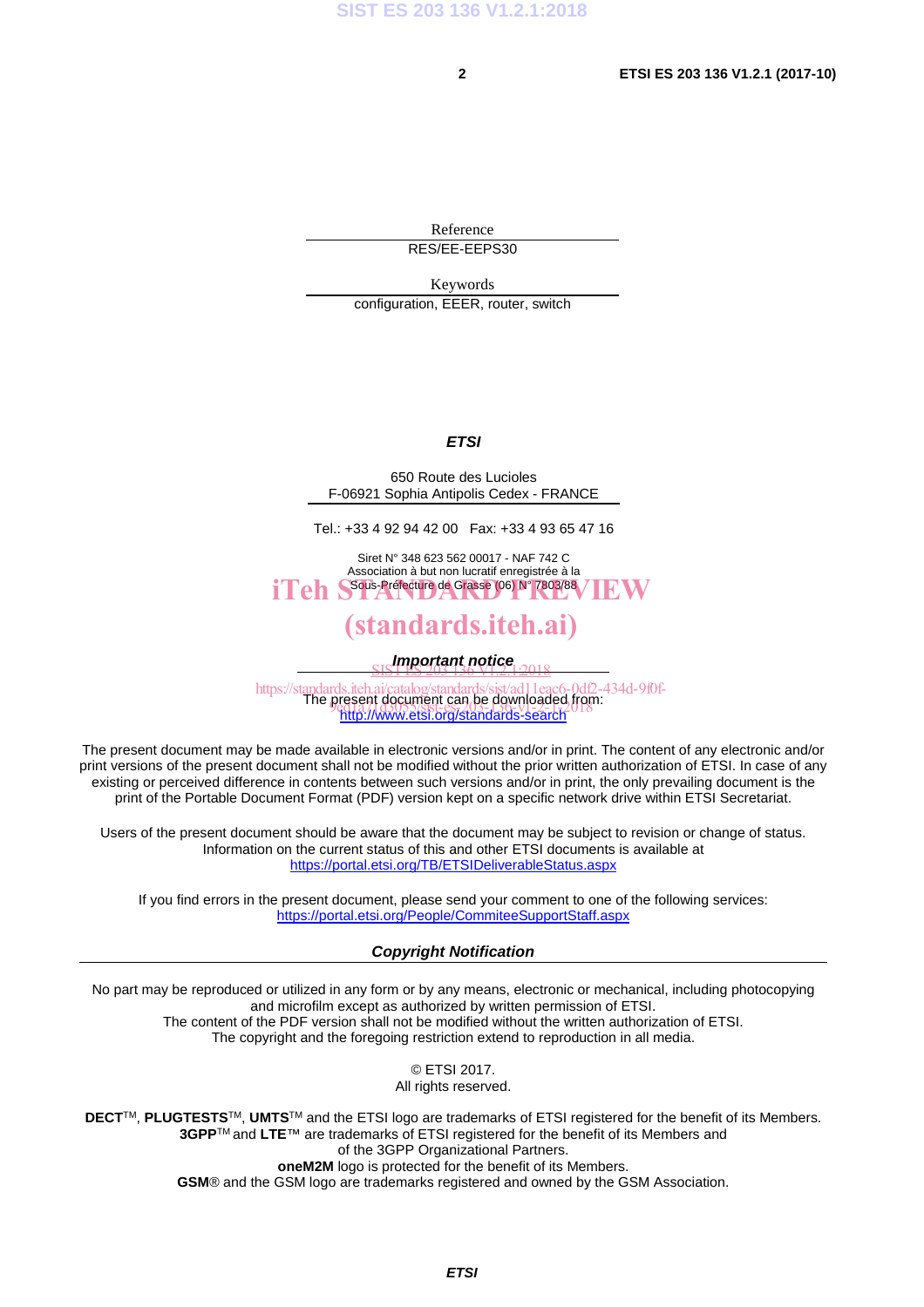Reference

RES/EE-EEPS30

Keywords

configuration, EEER, router, switch

***ETSI***

650 Route des Lucioles
F-06921 Sophia Antipolis Cedex - FRANCE

Tel.: +33 4 92 94 42 00   Fax: +33 4 93 65 47 16

Siret N° 348 623 562 00017 - NAF 742 C
Association à but non lucratif enregistrée à la
Sous-Préfecture de Grasse (06) N° 7803/88

***Important notice***

The present document can be downloaded from:
http://www.etsi.org/standards-search

The present document may be made available in electronic versions and/or in print. The content of any electronic and/or print versions of the present document shall not be modified without the prior written authorization of ETSI. In case of any existing or perceived difference in contents between such versions and/or in print, the only prevailing document is the print of the Portable Document Format (PDF) version kept on a specific network drive within ETSI Secretariat.

Users of the present document should be aware that the document may be subject to revision or change of status. Information on the current status of this and other ETSI documents is available at
https://portal.etsi.org/TB/ETSIDeliverableStatus.aspx

If you find errors in the present document, please send your comment to one of the following services:
https://portal.etsi.org/People/CommiteeSupportStaff.aspx

***Copyright Notification***

No part may be reproduced or utilized in any form or by any means, electronic or mechanical, including photocopying and microfilm except as authorized by written permission of ETSI.
The content of the PDF version shall not be modified without the written authorization of ETSI.
The copyright and the foregoing restriction extend to reproduction in all media.

© ETSI 2017.
All rights reserved.

**DECT**™, **PLUGTESTS**™, **UMTS**™ and the ETSI logo are trademarks of ETSI registered for the benefit of its Members.
**3GPP**™ and **LTE**™ are trademarks of ETSI registered for the benefit of its Members and of the 3GPP Organizational Partners.
**oneM2M** logo is protected for the benefit of its Members.
**GSM**® and the GSM logo are trademarks registered and owned by the GSM Association.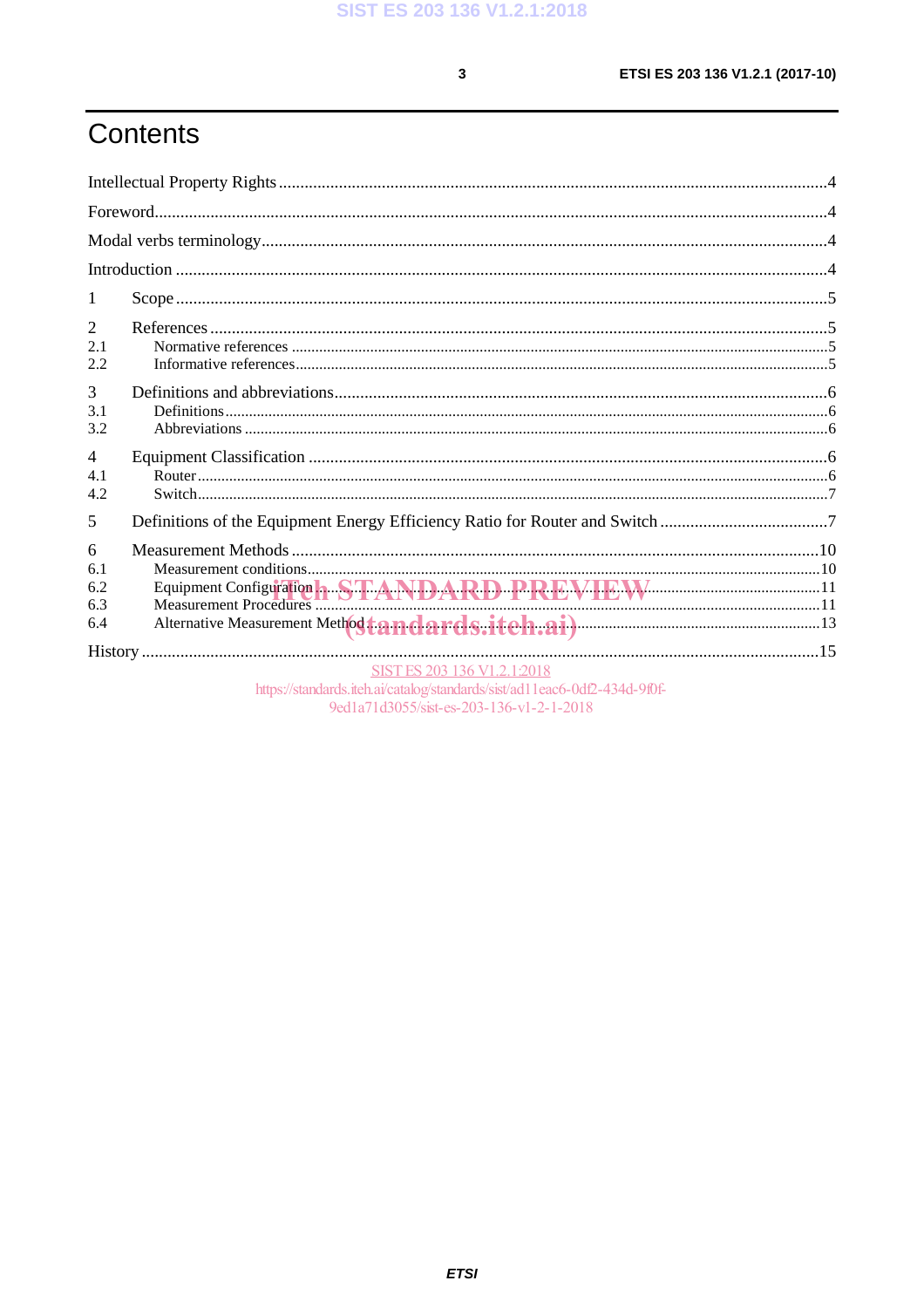# Contents

Intellectual Property Rights .....4

Foreword.....4

Modal verbs terminology.....4

Introduction .....4

1 Scope .....5

2 References .....5
- 2.1 Normative references .....5
- 2.2 Informative references.....5

3 Definitions and abbreviations.....6
- 3.1 Definitions.....6
- 3.2 Abbreviations .....6

4 Equipment Classification .....6
- 4.1 Router.....6
- 4.2 Switch.....7

5 Definitions of the Equipment Energy Efficiency Ratio for Router and Switch .....7

6 Measurement Methods .....10
- 6.1 Measurement conditions.....10
- 6.2 Equipment Configuration .....11
- 6.3 Measurement Procedures .....11
- 6.4 Alternative Measurement Method .....13

History .....15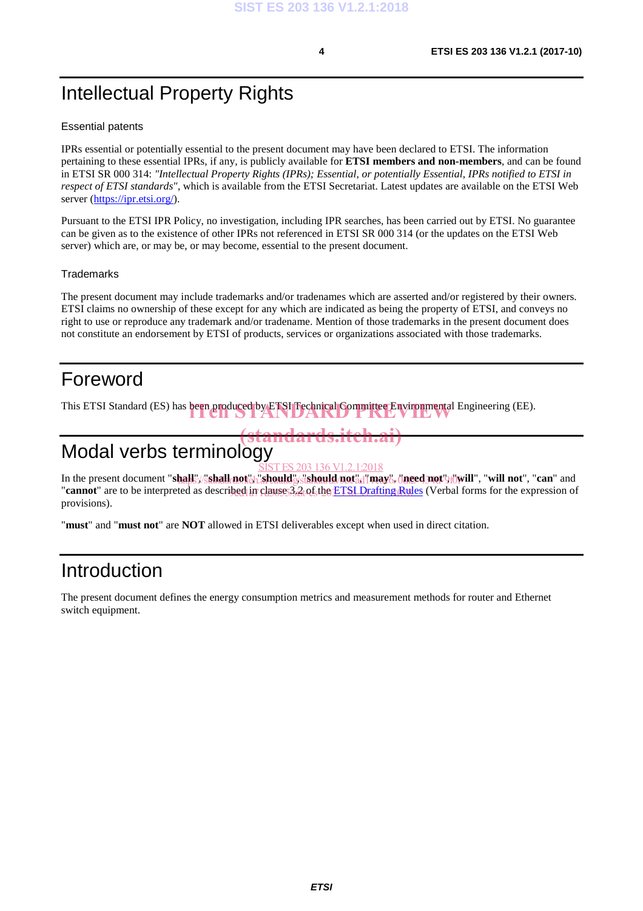# Intellectual Property Rights

## Essential patents

IPRs essential or potentially essential to the present document may have been declared to ETSI. The information pertaining to these essential IPRs, if any, is publicly available for **ETSI members and non-members**, and can be found in ETSI SR 000 314: *"Intellectual Property Rights (IPRs); Essential, or potentially Essential, IPRs notified to ETSI in respect of ETSI standards"*, which is available from the ETSI Secretariat. Latest updates are available on the ETSI Web server (https://ipr.etsi.org/).

Pursuant to the ETSI IPR Policy, no investigation, including IPR searches, has been carried out by ETSI. No guarantee can be given as to the existence of other IPRs not referenced in ETSI SR 000 314 (or the updates on the ETSI Web server) which are, or may be, or may become, essential to the present document.

## Trademarks

The present document may include trademarks and/or tradenames which are asserted and/or registered by their owners. ETSI claims no ownership of these except for any which are indicated as being the property of ETSI, and conveys no right to use or reproduce any trademark and/or tradename. Mention of those trademarks in the present document does not constitute an endorsement by ETSI of products, services or organizations associated with those trademarks.

# Foreword

This ETSI Standard (ES) has been produced by ETSI Technical Committee Environmental Engineering (EE).

# Modal verbs terminology

In the present document "**shall**", "**shall not**", "**should**", "**should not**", "**may**", "**need not**", "**will**", "**will not**", "**can**" and "**cannot**" are to be interpreted as described in clause 3.2 of the ETSI Drafting Rules (Verbal forms for the expression of provisions).

"**must**" and "**must not**" are **NOT** allowed in ETSI deliverables except when used in direct citation.

# Introduction

The present document defines the energy consumption metrics and measurement methods for router and Ethernet switch equipment.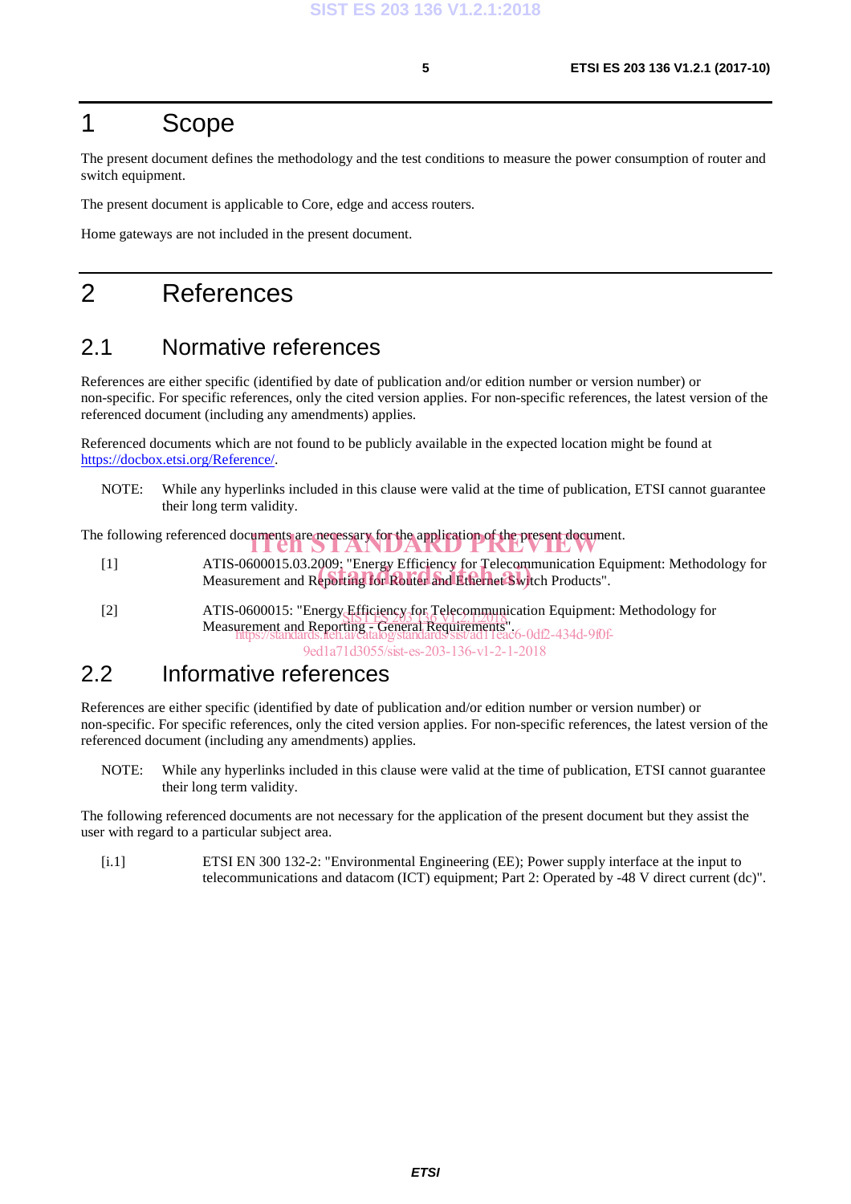# 1 Scope

The present document defines the methodology and the test conditions to measure the power consumption of router and switch equipment.

The present document is applicable to Core, edge and access routers.

Home gateways are not included in the present document.

# 2 References

## 2.1 Normative references

References are either specific (identified by date of publication and/or edition number or version number) or non-specific. For specific references, only the cited version applies. For non-specific references, the latest version of the referenced document (including any amendments) applies.

Referenced documents which are not found to be publicly available in the expected location might be found at https://docbox.etsi.org/Reference/.

NOTE: While any hyperlinks included in this clause were valid at the time of publication, ETSI cannot guarantee their long term validity.

The following referenced documents are necessary for the application of the present document.

[1] ATIS-0600015.03.2009: "Energy Efficiency for Telecommunication Equipment: Methodology for Measurement and Reporting for Router and Ethernet Switch Products".

[2] ATIS-0600015: "Energy Efficiency for Telecommunication Equipment: Methodology for Measurement and Reporting - General Requirements".

## 2.2 Informative references

References are either specific (identified by date of publication and/or edition number or version number) or non-specific. For specific references, only the cited version applies. For non-specific references, the latest version of the referenced document (including any amendments) applies.

NOTE: While any hyperlinks included in this clause were valid at the time of publication, ETSI cannot guarantee their long term validity.

The following referenced documents are not necessary for the application of the present document but they assist the user with regard to a particular subject area.

[i.1] ETSI EN 300 132-2: "Environmental Engineering (EE); Power supply interface at the input to telecommunications and datacom (ICT) equipment; Part 2: Operated by -48 V direct current (dc)".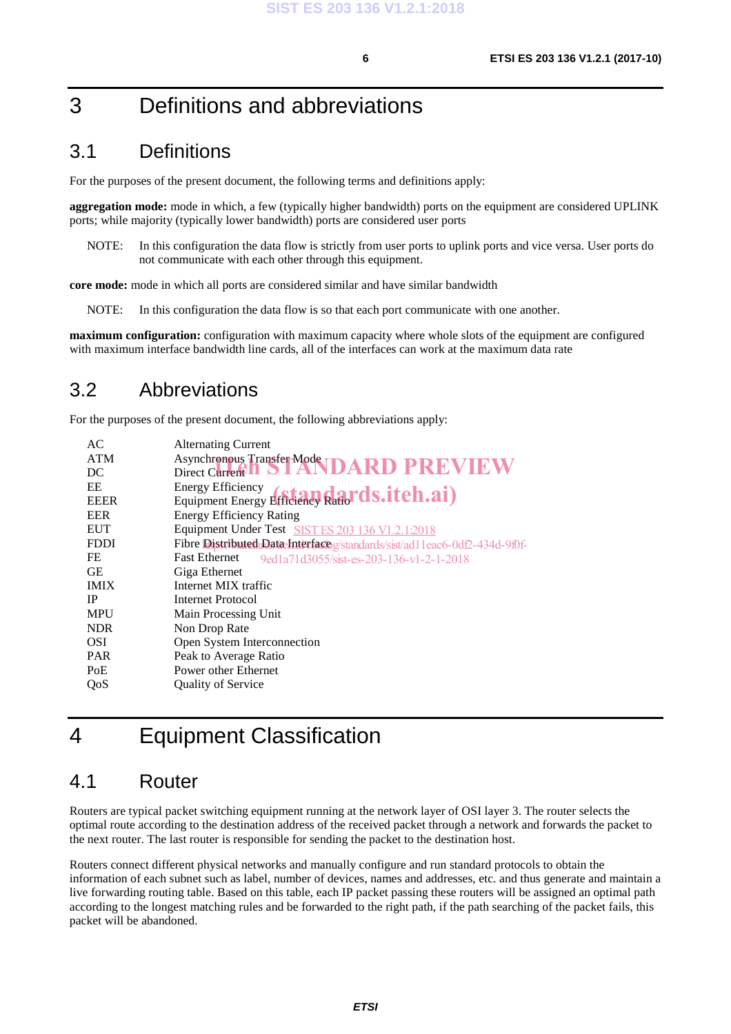# 3 Definitions and abbreviations

## 3.1 Definitions

For the purposes of the present document, the following terms and definitions apply:

**aggregation mode:** mode in which, a few (typically higher bandwidth) ports on the equipment are considered UPLINK ports; while majority (typically lower bandwidth) ports are considered user ports

NOTE: In this configuration the data flow is strictly from user ports to uplink ports and vice versa. User ports do not communicate with each other through this equipment.

**core mode:** mode in which all ports are considered similar and have similar bandwidth

NOTE: In this configuration the data flow is so that each port communicate with one another.

**maximum configuration:** configuration with maximum capacity where whole slots of the equipment are configured with maximum interface bandwidth line cards, all of the interfaces can work at the maximum data rate

## 3.2 Abbreviations

For the purposes of the present document, the following abbreviations apply:

| | |
|---|---|
| AC | Alternating Current |
| ATM | Asynchronous Transfer Mode |
| DC | Direct Current |
| EE | Energy Efficiency |
| EEER | Equipment Energy Efficiency Ratio |
| EER | Energy Efficiency Rating |
| EUT | Equipment Under Test |
| FDDI | Fibre Distributed Data Interface |
| FE | Fast Ethernet |
| GE | Giga Ethernet |
| IMIX | Internet MIX traffic |
| IP | Internet Protocol |
| MPU | Main Processing Unit |
| NDR | Non Drop Rate |
| OSI | Open System Interconnection |
| PAR | Peak to Average Ratio |
| PoE | Power other Ethernet |
| QoS | Quality of Service |

# 4 Equipment Classification

## 4.1 Router

Routers are typical packet switching equipment running at the network layer of OSI layer 3. The router selects the optimal route according to the destination address of the received packet through a network and forwards the packet to the next router. The last router is responsible for sending the packet to the destination host.

Routers connect different physical networks and manually configure and run standard protocols to obtain the information of each subnet such as label, number of devices, names and addresses, etc. and thus generate and maintain a live forwarding routing table. Based on this table, each IP packet passing these routers will be assigned an optimal path according to the longest matching rules and be forwarded to the right path, if the path searching of the packet fails, this packet will be abandoned.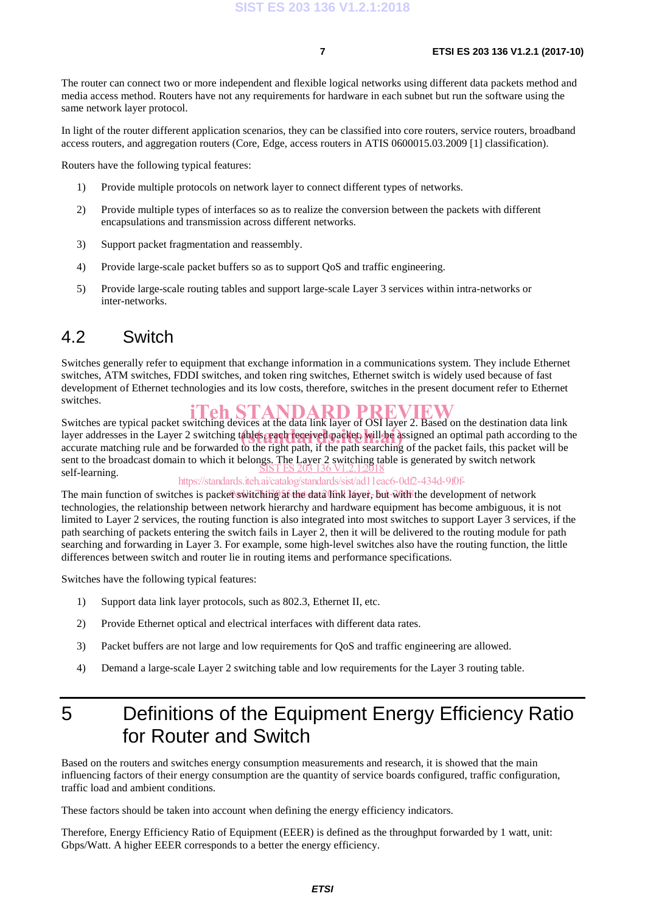The router can connect two or more independent and flexible logical networks using different data packets method and media access method. Routers have not any requirements for hardware in each subnet but run the software using the same network layer protocol.

In light of the router different application scenarios, they can be classified into core routers, service routers, broadband access routers, and aggregation routers (Core, Edge, access routers in ATIS 0600015.03.2009 [1] classification).

Routers have the following typical features:

1) Provide multiple protocols on network layer to connect different types of networks.

2) Provide multiple types of interfaces so as to realize the conversion between the packets with different encapsulations and transmission across different networks.

3) Support packet fragmentation and reassembly.

4) Provide large-scale packet buffers so as to support QoS and traffic engineering.

5) Provide large-scale routing tables and support large-scale Layer 3 services within intra-networks or inter-networks.

## 4.2 Switch

Switches generally refer to equipment that exchange information in a communications system. They include Ethernet switches, ATM switches, FDDI switches, and token ring switches, Ethernet switch is widely used because of fast development of Ethernet technologies and its low costs, therefore, switches in the present document refer to Ethernet switches.

Switches are typical packet switching devices at the data link layer of OSI layer 2. Based on the destination data link layer addresses in the Layer 2 switching tables, each received packet will be assigned an optimal path according to the accurate matching rule and be forwarded to the right path, if the path searching of the packet fails, this packet will be sent to the broadcast domain to which it belongs. The Layer 2 switching table is generated by switch network self-learning.

The main function of switches is packet switching at the data link layer, but with the development of network technologies, the relationship between network hierarchy and hardware equipment has become ambiguous, it is not limited to Layer 2 services, the routing function is also integrated into most switches to support Layer 3 services, if the path searching of packets entering the switch fails in Layer 2, then it will be delivered to the routing module for path searching and forwarding in Layer 3. For example, some high-level switches also have the routing function, the little differences between switch and router lie in routing items and performance specifications.

Switches have the following typical features:

1) Support data link layer protocols, such as 802.3, Ethernet II, etc.

2) Provide Ethernet optical and electrical interfaces with different data rates.

3) Packet buffers are not large and low requirements for QoS and traffic engineering are allowed.

4) Demand a large-scale Layer 2 switching table and low requirements for the Layer 3 routing table.

# 5 Definitions of the Equipment Energy Efficiency Ratio for Router and Switch

Based on the routers and switches energy consumption measurements and research, it is showed that the main influencing factors of their energy consumption are the quantity of service boards configured, traffic configuration, traffic load and ambient conditions.

These factors should be taken into account when defining the energy efficiency indicators.

Therefore, Energy Efficiency Ratio of Equipment (EEER) is defined as the throughput forwarded by 1 watt, unit: Gbps/Watt. A higher EEER corresponds to a better the energy efficiency.